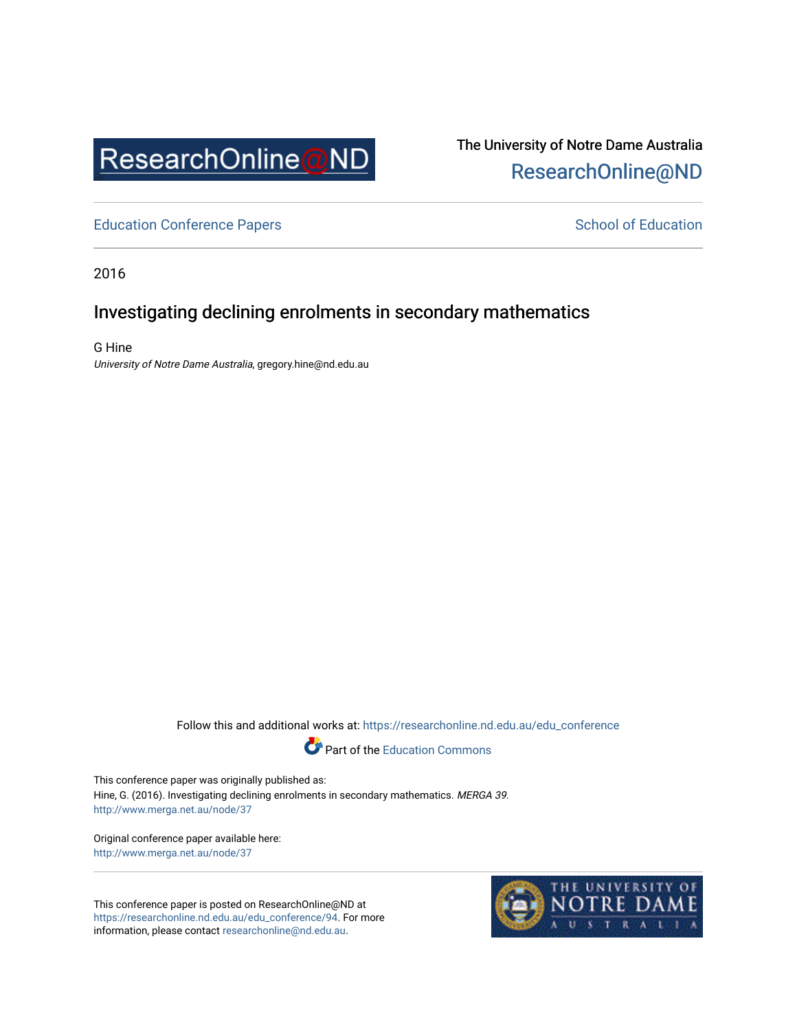ResearchOnline@ND

The University of Notre Dame Australia
ResearchOnline@ND

Education Conference Papers | School of Education

2016

# Investigating declining enrolments in secondary mathematics

G Hine
*University of Notre Dame Australia*, gregory.hine@nd.edu.au

Follow this and additional works at: https://researchonline.nd.edu.au/edu_conference

Part of the Education Commons

This conference paper was originally published as:
Hine, G. (2016). Investigating declining enrolments in secondary mathematics. *MERGA 39.*
http://www.merga.net.au/node/37

Original conference paper available here:
http://www.merga.net.au/node/37

This conference paper is posted on ResearchOnline@ND at https://researchonline.nd.edu.au/edu_conference/94. For more information, please contact researchonline@nd.edu.au.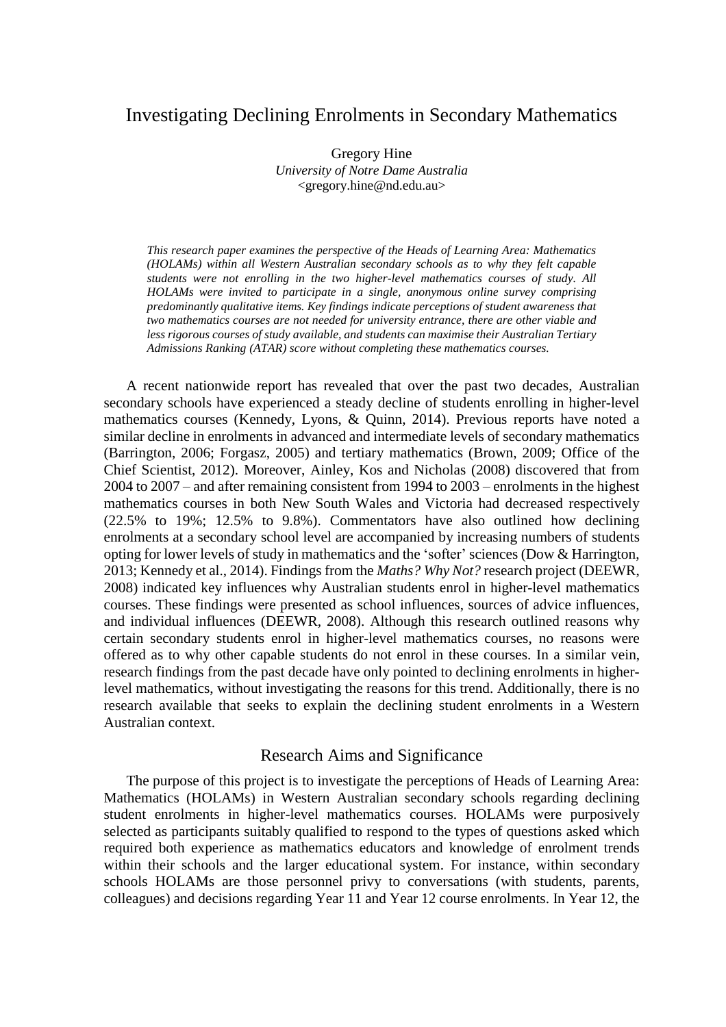# Investigating Declining Enrolments in Secondary Mathematics

Gregory Hine
*University of Notre Dame Australia*
<gregory.hine@nd.edu.au>

*This research paper examines the perspective of the Heads of Learning Area: Mathematics (HOLAMs) within all Western Australian secondary schools as to why they felt capable students were not enrolling in the two higher-level mathematics courses of study. All HOLAMs were invited to participate in a single, anonymous online survey comprising predominantly qualitative items. Key findings indicate perceptions of student awareness that two mathematics courses are not needed for university entrance, there are other viable and less rigorous courses of study available, and students can maximise their Australian Tertiary Admissions Ranking (ATAR) score without completing these mathematics courses.*

A recent nationwide report has revealed that over the past two decades, Australian secondary schools have experienced a steady decline of students enrolling in higher-level mathematics courses (Kennedy, Lyons, & Quinn, 2014). Previous reports have noted a similar decline in enrolments in advanced and intermediate levels of secondary mathematics (Barrington, 2006; Forgasz, 2005) and tertiary mathematics (Brown, 2009; Office of the Chief Scientist, 2012). Moreover, Ainley, Kos and Nicholas (2008) discovered that from 2004 to 2007 – and after remaining consistent from 1994 to 2003 – enrolments in the highest mathematics courses in both New South Wales and Victoria had decreased respectively (22.5% to 19%; 12.5% to 9.8%). Commentators have also outlined how declining enrolments at a secondary school level are accompanied by increasing numbers of students opting for lower levels of study in mathematics and the 'softer' sciences (Dow & Harrington, 2013; Kennedy et al., 2014). Findings from the *Maths? Why Not?* research project (DEEWR, 2008) indicated key influences why Australian students enrol in higher-level mathematics courses. These findings were presented as school influences, sources of advice influences, and individual influences (DEEWR, 2008). Although this research outlined reasons why certain secondary students enrol in higher-level mathematics courses, no reasons were offered as to why other capable students do not enrol in these courses. In a similar vein, research findings from the past decade have only pointed to declining enrolments in higher-level mathematics, without investigating the reasons for this trend. Additionally, there is no research available that seeks to explain the declining student enrolments in a Western Australian context.

## Research Aims and Significance

The purpose of this project is to investigate the perceptions of Heads of Learning Area: Mathematics (HOLAMs) in Western Australian secondary schools regarding declining student enrolments in higher-level mathematics courses. HOLAMs were purposively selected as participants suitably qualified to respond to the types of questions asked which required both experience as mathematics educators and knowledge of enrolment trends within their schools and the larger educational system. For instance, within secondary schools HOLAMs are those personnel privy to conversations (with students, parents, colleagues) and decisions regarding Year 11 and Year 12 course enrolments. In Year 12, the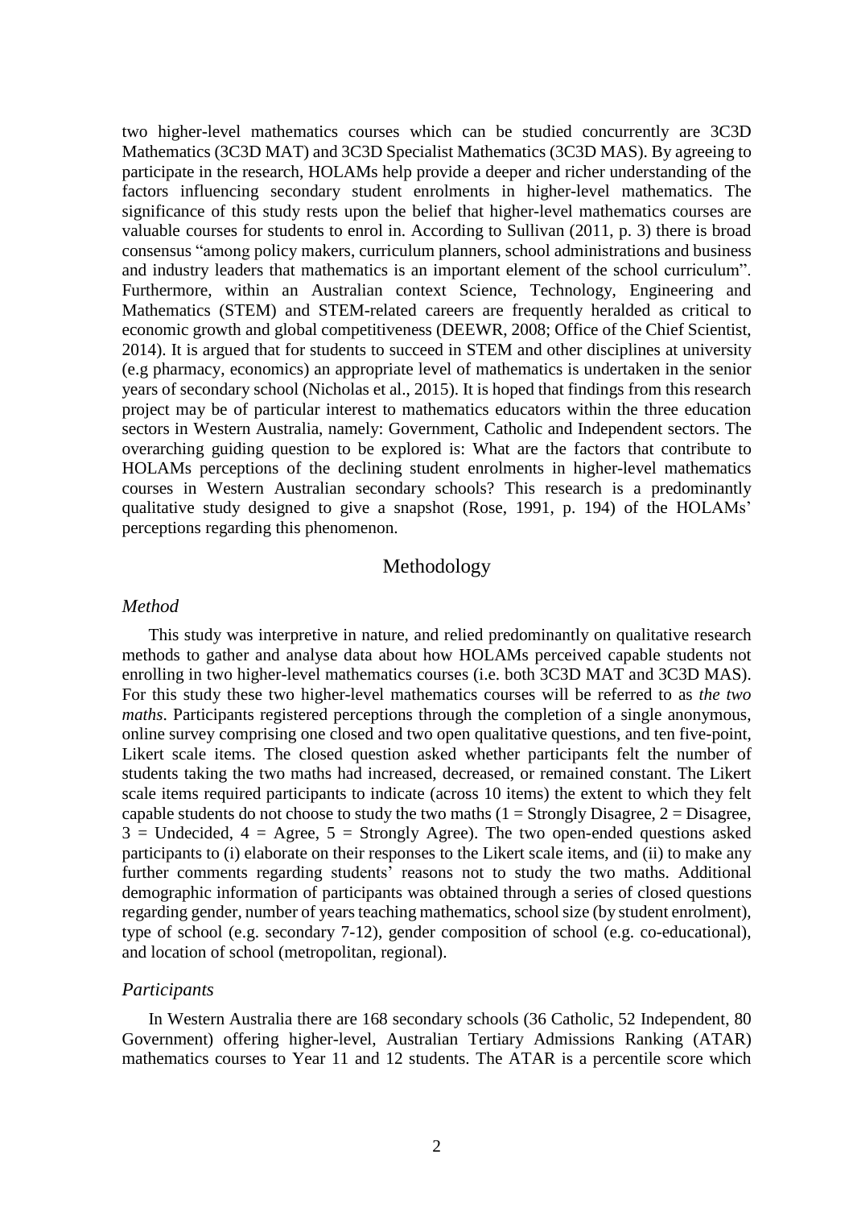two higher-level mathematics courses which can be studied concurrently are 3C3D Mathematics (3C3D MAT) and 3C3D Specialist Mathematics (3C3D MAS). By agreeing to participate in the research, HOLAMs help provide a deeper and richer understanding of the factors influencing secondary student enrolments in higher-level mathematics. The significance of this study rests upon the belief that higher-level mathematics courses are valuable courses for students to enrol in. According to Sullivan (2011, p. 3) there is broad consensus "among policy makers, curriculum planners, school administrations and business and industry leaders that mathematics is an important element of the school curriculum". Furthermore, within an Australian context Science, Technology, Engineering and Mathematics (STEM) and STEM-related careers are frequently heralded as critical to economic growth and global competitiveness (DEEWR, 2008; Office of the Chief Scientist, 2014). It is argued that for students to succeed in STEM and other disciplines at university (e.g pharmacy, economics) an appropriate level of mathematics is undertaken in the senior years of secondary school (Nicholas et al., 2015). It is hoped that findings from this research project may be of particular interest to mathematics educators within the three education sectors in Western Australia, namely: Government, Catholic and Independent sectors. The overarching guiding question to be explored is: What are the factors that contribute to HOLAMs perceptions of the declining student enrolments in higher-level mathematics courses in Western Australian secondary schools? This research is a predominantly qualitative study designed to give a snapshot (Rose, 1991, p. 194) of the HOLAMs' perceptions regarding this phenomenon.

## Methodology

### *Method*

This study was interpretive in nature, and relied predominantly on qualitative research methods to gather and analyse data about how HOLAMs perceived capable students not enrolling in two higher-level mathematics courses (i.e. both 3C3D MAT and 3C3D MAS). For this study these two higher-level mathematics courses will be referred to as *the two maths*. Participants registered perceptions through the completion of a single anonymous, online survey comprising one closed and two open qualitative questions, and ten five-point, Likert scale items. The closed question asked whether participants felt the number of students taking the two maths had increased, decreased, or remained constant. The Likert scale items required participants to indicate (across 10 items) the extent to which they felt capable students do not choose to study the two maths (1 = Strongly Disagree, 2 = Disagree, 3 = Undecided, 4 = Agree, 5 = Strongly Agree). The two open-ended questions asked participants to (i) elaborate on their responses to the Likert scale items, and (ii) to make any further comments regarding students' reasons not to study the two maths. Additional demographic information of participants was obtained through a series of closed questions regarding gender, number of years teaching mathematics, school size (by student enrolment), type of school (e.g. secondary 7-12), gender composition of school (e.g. co-educational), and location of school (metropolitan, regional).

### *Participants*

In Western Australia there are 168 secondary schools (36 Catholic, 52 Independent, 80 Government) offering higher-level, Australian Tertiary Admissions Ranking (ATAR) mathematics courses to Year 11 and 12 students. The ATAR is a percentile score which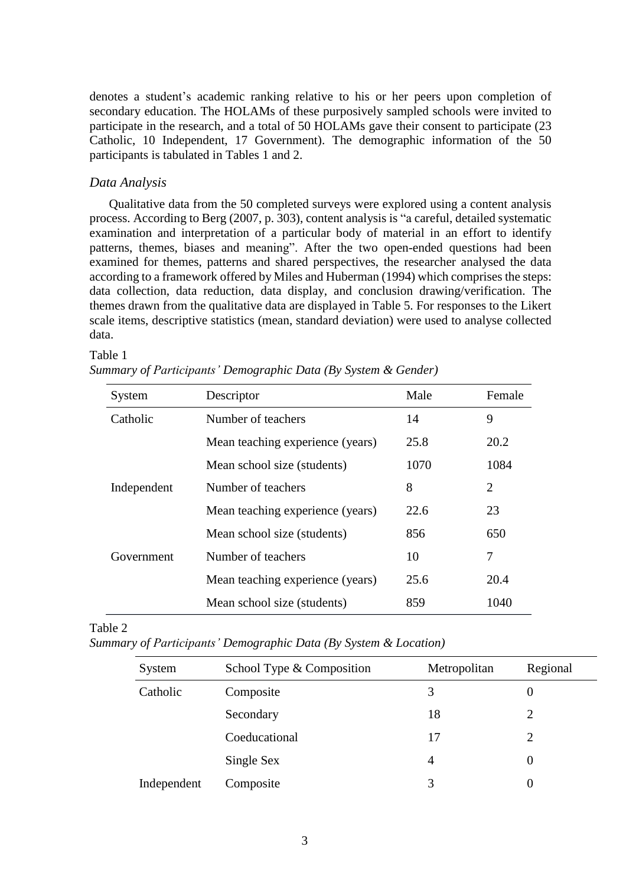denotes a student's academic ranking relative to his or her peers upon completion of secondary education. The HOLAMs of these purposively sampled schools were invited to participate in the research, and a total of 50 HOLAMs gave their consent to participate (23 Catholic, 10 Independent, 17 Government). The demographic information of the 50 participants is tabulated in Tables 1 and 2.

### *Data Analysis*

Qualitative data from the 50 completed surveys were explored using a content analysis process. According to Berg (2007, p. 303), content analysis is "a careful, detailed systematic examination and interpretation of a particular body of material in an effort to identify patterns, themes, biases and meaning". After the two open-ended questions had been examined for themes, patterns and shared perspectives, the researcher analysed the data according to a framework offered by Miles and Huberman (1994) which comprises the steps: data collection, data reduction, data display, and conclusion drawing/verification. The themes drawn from the qualitative data are displayed in Table 5. For responses to the Likert scale items, descriptive statistics (mean, standard deviation) were used to analyse collected data.

Table 1
*Summary of Participants' Demographic Data (By System & Gender)*

| System | Descriptor | Male | Female |
|---|---|---|---|
| Catholic | Number of teachers | 14 | 9 |
| | Mean teaching experience (years) | 25.8 | 20.2 |
| | Mean school size (students) | 1070 | 1084 |
| Independent | Number of teachers | 8 | 2 |
| | Mean teaching experience (years) | 22.6 | 23 |
| | Mean school size (students) | 856 | 650 |
| Government | Number of teachers | 10 | 7 |
| | Mean teaching experience (years) | 25.6 | 20.4 |
| | Mean school size (students) | 859 | 1040 |

Table 2
*Summary of Participants' Demographic Data (By System & Location)*

| System | School Type & Composition | Metropolitan | Regional |
|---|---|---|---|
| Catholic | Composite | 3 | 0 |
| | Secondary | 18 | 2 |
| | Coeducational | 17 | 2 |
| | Single Sex | 4 | 0 |
| Independent | Composite | 3 | 0 |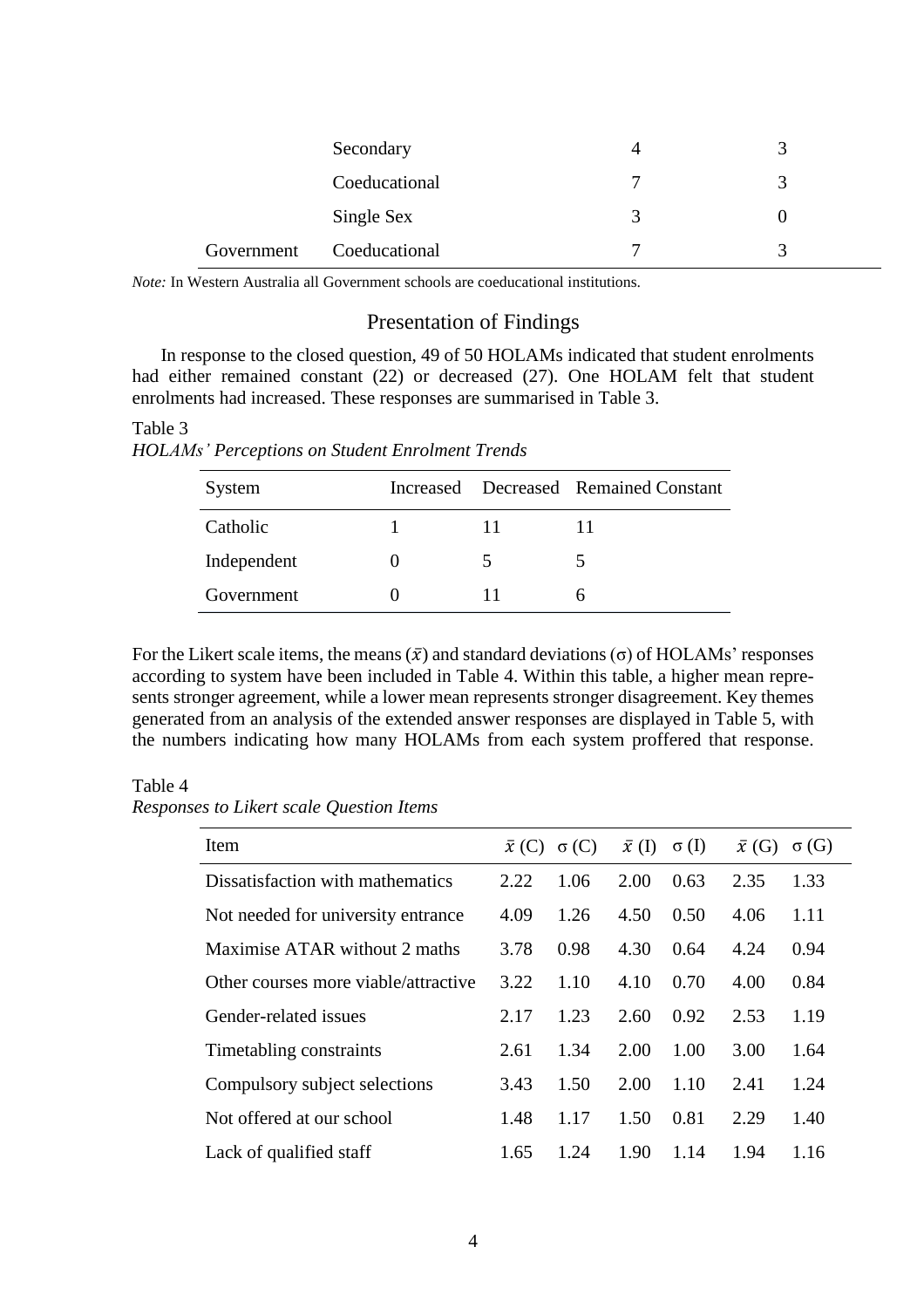| | Secondary | 4 | 3 |
|---|---|---|---|
| | Coeducational | 7 | 3 |
| | Single Sex | 3 | 0 |
| Government | Coeducational | 7 | 3 |

*Note:* In Western Australia all Government schools are coeducational institutions.

## Presentation of Findings

In response to the closed question, 49 of 50 HOLAMs indicated that student enrolments had either remained constant (22) or decreased (27). One HOLAM felt that student enrolments had increased. These responses are summarised in Table 3.

Table 3
*HOLAMs' Perceptions on Student Enrolment Trends*

| System | Increased | Decreased | Remained Constant |
|---|---|---|---|
| Catholic | 1 | 11 | 11 |
| Independent | 0 | 5 | 5 |
| Government | 0 | 11 | 6 |

For the Likert scale items, the means ($\bar{x}$) and standard deviations ($\sigma$) of HOLAMs' responses according to system have been included in Table 4. Within this table, a higher mean represents stronger agreement, while a lower mean represents stronger disagreement. Key themes generated from an analysis of the extended answer responses are displayed in Table 5, with the numbers indicating how many HOLAMs from each system proffered that response.

Table 4
*Responses to Likert scale Question Items*

| Item | $\bar{x}$ (C) | $\sigma$ (C) | $\bar{x}$ (I) | $\sigma$ (I) | $\bar{x}$ (G) | $\sigma$ (G) |
|---|---|---|---|---|---|---|
| Dissatisfaction with mathematics | 2.22 | 1.06 | 2.00 | 0.63 | 2.35 | 1.33 |
| Not needed for university entrance | 4.09 | 1.26 | 4.50 | 0.50 | 4.06 | 1.11 |
| Maximise ATAR without 2 maths | 3.78 | 0.98 | 4.30 | 0.64 | 4.24 | 0.94 |
| Other courses more viable/attractive | 3.22 | 1.10 | 4.10 | 0.70 | 4.00 | 0.84 |
| Gender-related issues | 2.17 | 1.23 | 2.60 | 0.92 | 2.53 | 1.19 |
| Timetabling constraints | 2.61 | 1.34 | 2.00 | 1.00 | 3.00 | 1.64 |
| Compulsory subject selections | 3.43 | 1.50 | 2.00 | 1.10 | 2.41 | 1.24 |
| Not offered at our school | 1.48 | 1.17 | 1.50 | 0.81 | 2.29 | 1.40 |
| Lack of qualified staff | 1.65 | 1.24 | 1.90 | 1.14 | 1.94 | 1.16 |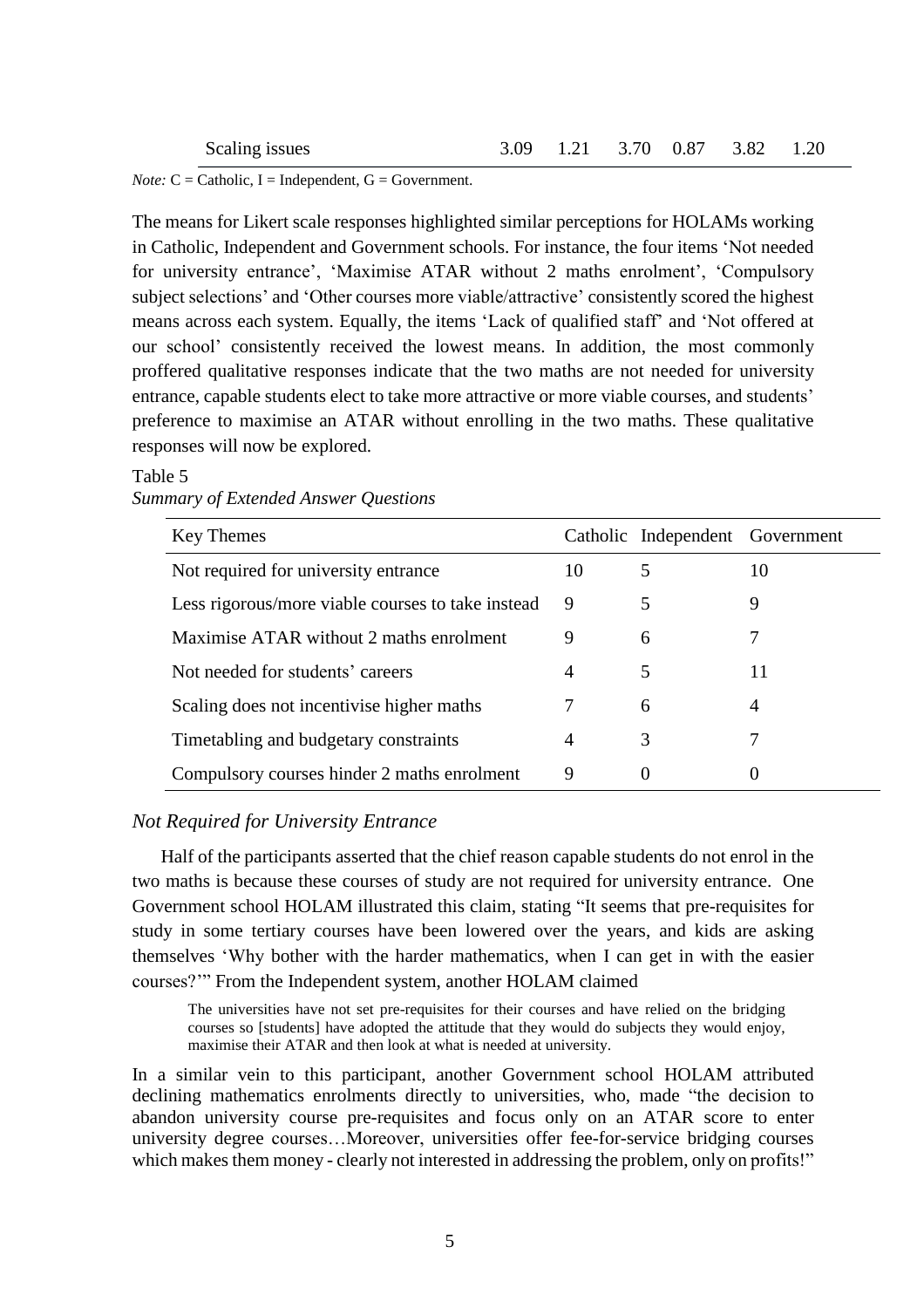| Scaling issues | 3.09 | 1.21 | 3.70 | 0.87 | 3.82 | 1.20 |
|---|---|---|---|---|---|---|

*Note:* C = Catholic, I = Independent, G = Government.

The means for Likert scale responses highlighted similar perceptions for HOLAMs working in Catholic, Independent and Government schools. For instance, the four items 'Not needed for university entrance', 'Maximise ATAR without 2 maths enrolment', 'Compulsory subject selections' and 'Other courses more viable/attractive' consistently scored the highest means across each system. Equally, the items 'Lack of qualified staff' and 'Not offered at our school' consistently received the lowest means. In addition, the most commonly proffered qualitative responses indicate that the two maths are not needed for university entrance, capable students elect to take more attractive or more viable courses, and students' preference to maximise an ATAR without enrolling in the two maths. These qualitative responses will now be explored.

Table 5
*Summary of Extended Answer Questions*

| Key Themes | Catholic | Independent | Government |
|---|---|---|---|
| Not required for university entrance | 10 | 5 | 10 |
| Less rigorous/more viable courses to take instead | 9 | 5 | 9 |
| Maximise ATAR without 2 maths enrolment | 9 | 6 | 7 |
| Not needed for students' careers | 4 | 5 | 11 |
| Scaling does not incentivise higher maths | 7 | 6 | 4 |
| Timetabling and budgetary constraints | 4 | 3 | 7 |
| Compulsory courses hinder 2 maths enrolment | 9 | 0 | 0 |

### *Not Required for University Entrance*

Half of the participants asserted that the chief reason capable students do not enrol in the two maths is because these courses of study are not required for university entrance. One Government school HOLAM illustrated this claim, stating "It seems that pre-requisites for study in some tertiary courses have been lowered over the years, and kids are asking themselves 'Why bother with the harder mathematics, when I can get in with the easier courses?'" From the Independent system, another HOLAM claimed

> The universities have not set pre-requisites for their courses and have relied on the bridging courses so [students] have adopted the attitude that they would do subjects they would enjoy, maximise their ATAR and then look at what is needed at university.

In a similar vein to this participant, another Government school HOLAM attributed declining mathematics enrolments directly to universities, who, made "the decision to abandon university course pre-requisites and focus only on an ATAR score to enter university degree courses…Moreover, universities offer fee-for-service bridging courses which makes them money - clearly not interested in addressing the problem, only on profits!"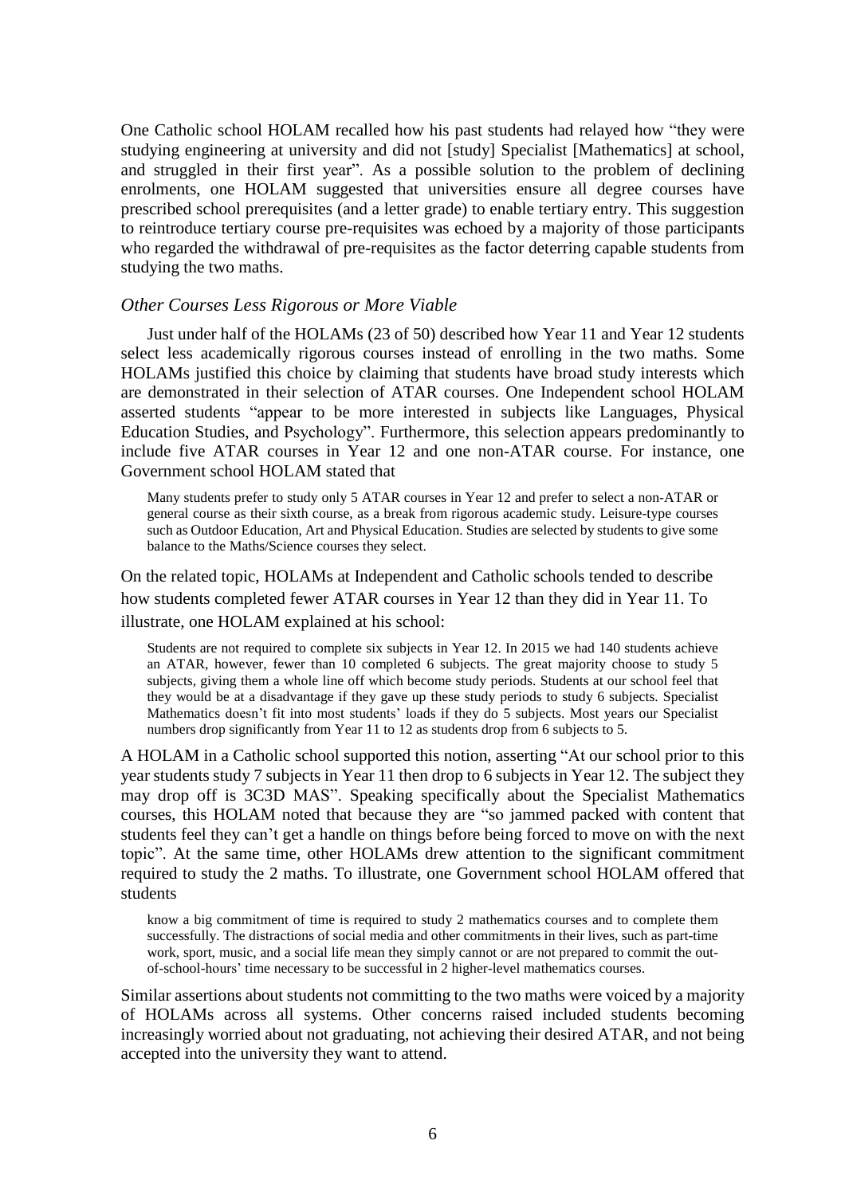One Catholic school HOLAM recalled how his past students had relayed how "they were studying engineering at university and did not [study] Specialist [Mathematics] at school, and struggled in their first year". As a possible solution to the problem of declining enrolments, one HOLAM suggested that universities ensure all degree courses have prescribed school prerequisites (and a letter grade) to enable tertiary entry. This suggestion to reintroduce tertiary course pre-requisites was echoed by a majority of those participants who regarded the withdrawal of pre-requisites as the factor deterring capable students from studying the two maths.

### *Other Courses Less Rigorous or More Viable*

Just under half of the HOLAMs (23 of 50) described how Year 11 and Year 12 students select less academically rigorous courses instead of enrolling in the two maths. Some HOLAMs justified this choice by claiming that students have broad study interests which are demonstrated in their selection of ATAR courses. One Independent school HOLAM asserted students "appear to be more interested in subjects like Languages, Physical Education Studies, and Psychology". Furthermore, this selection appears predominantly to include five ATAR courses in Year 12 and one non-ATAR course. For instance, one Government school HOLAM stated that

> Many students prefer to study only 5 ATAR courses in Year 12 and prefer to select a non-ATAR or general course as their sixth course, as a break from rigorous academic study. Leisure-type courses such as Outdoor Education, Art and Physical Education. Studies are selected by students to give some balance to the Maths/Science courses they select.

On the related topic, HOLAMs at Independent and Catholic schools tended to describe how students completed fewer ATAR courses in Year 12 than they did in Year 11. To illustrate, one HOLAM explained at his school:

> Students are not required to complete six subjects in Year 12. In 2015 we had 140 students achieve an ATAR, however, fewer than 10 completed 6 subjects. The great majority choose to study 5 subjects, giving them a whole line off which become study periods. Students at our school feel that they would be at a disadvantage if they gave up these study periods to study 6 subjects. Specialist Mathematics doesn't fit into most students' loads if they do 5 subjects. Most years our Specialist numbers drop significantly from Year 11 to 12 as students drop from 6 subjects to 5.

A HOLAM in a Catholic school supported this notion, asserting "At our school prior to this year students study 7 subjects in Year 11 then drop to 6 subjects in Year 12. The subject they may drop off is 3C3D MAS". Speaking specifically about the Specialist Mathematics courses, this HOLAM noted that because they are "so jammed packed with content that students feel they can't get a handle on things before being forced to move on with the next topic". At the same time, other HOLAMs drew attention to the significant commitment required to study the 2 maths. To illustrate, one Government school HOLAM offered that students

> know a big commitment of time is required to study 2 mathematics courses and to complete them successfully. The distractions of social media and other commitments in their lives, such as part-time work, sport, music, and a social life mean they simply cannot or are not prepared to commit the out-of-school-hours' time necessary to be successful in 2 higher-level mathematics courses.

Similar assertions about students not committing to the two maths were voiced by a majority of HOLAMs across all systems. Other concerns raised included students becoming increasingly worried about not graduating, not achieving their desired ATAR, and not being accepted into the university they want to attend.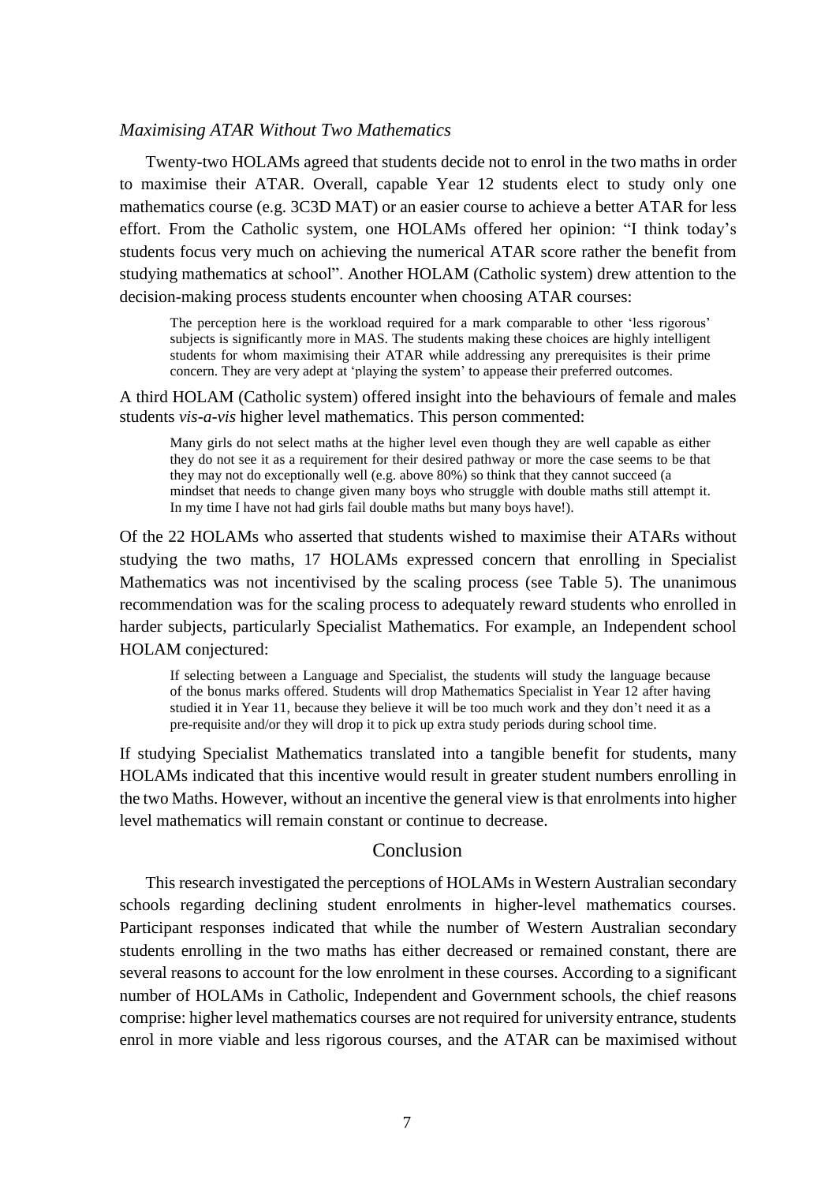### *Maximising ATAR Without Two Mathematics*

Twenty-two HOLAMs agreed that students decide not to enrol in the two maths in order to maximise their ATAR. Overall, capable Year 12 students elect to study only one mathematics course (e.g. 3C3D MAT) or an easier course to achieve a better ATAR for less effort. From the Catholic system, one HOLAMs offered her opinion: "I think today's students focus very much on achieving the numerical ATAR score rather the benefit from studying mathematics at school". Another HOLAM (Catholic system) drew attention to the decision-making process students encounter when choosing ATAR courses:

> The perception here is the workload required for a mark comparable to other 'less rigorous' subjects is significantly more in MAS. The students making these choices are highly intelligent students for whom maximising their ATAR while addressing any prerequisites is their prime concern. They are very adept at 'playing the system' to appease their preferred outcomes.

A third HOLAM (Catholic system) offered insight into the behaviours of female and males students *vis-a-vis* higher level mathematics. This person commented:

> Many girls do not select maths at the higher level even though they are well capable as either they do not see it as a requirement for their desired pathway or more the case seems to be that they may not do exceptionally well (e.g. above 80%) so think that they cannot succeed (a mindset that needs to change given many boys who struggle with double maths still attempt it. In my time I have not had girls fail double maths but many boys have!).

Of the 22 HOLAMs who asserted that students wished to maximise their ATARs without studying the two maths, 17 HOLAMs expressed concern that enrolling in Specialist Mathematics was not incentivised by the scaling process (see Table 5). The unanimous recommendation was for the scaling process to adequately reward students who enrolled in harder subjects, particularly Specialist Mathematics. For example, an Independent school HOLAM conjectured:

> If selecting between a Language and Specialist, the students will study the language because of the bonus marks offered. Students will drop Mathematics Specialist in Year 12 after having studied it in Year 11, because they believe it will be too much work and they don't need it as a pre-requisite and/or they will drop it to pick up extra study periods during school time.

If studying Specialist Mathematics translated into a tangible benefit for students, many HOLAMs indicated that this incentive would result in greater student numbers enrolling in the two Maths. However, without an incentive the general view is that enrolments into higher level mathematics will remain constant or continue to decrease.

## Conclusion

This research investigated the perceptions of HOLAMs in Western Australian secondary schools regarding declining student enrolments in higher-level mathematics courses. Participant responses indicated that while the number of Western Australian secondary students enrolling in the two maths has either decreased or remained constant, there are several reasons to account for the low enrolment in these courses. According to a significant number of HOLAMs in Catholic, Independent and Government schools, the chief reasons comprise: higher level mathematics courses are not required for university entrance, students enrol in more viable and less rigorous courses, and the ATAR can be maximised without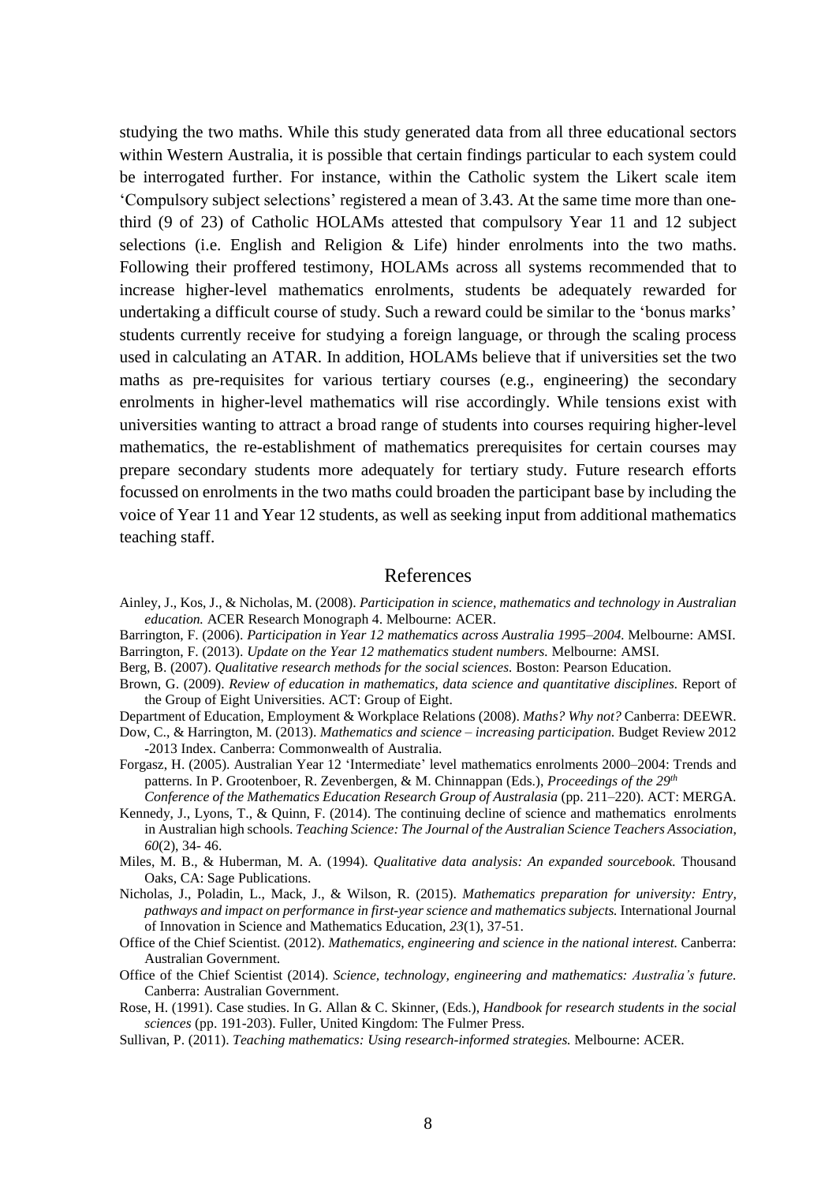studying the two maths. While this study generated data from all three educational sectors within Western Australia, it is possible that certain findings particular to each system could be interrogated further. For instance, within the Catholic system the Likert scale item 'Compulsory subject selections' registered a mean of 3.43. At the same time more than one-third (9 of 23) of Catholic HOLAMs attested that compulsory Year 11 and 12 subject selections (i.e. English and Religion & Life) hinder enrolments into the two maths. Following their proffered testimony, HOLAMs across all systems recommended that to increase higher-level mathematics enrolments, students be adequately rewarded for undertaking a difficult course of study. Such a reward could be similar to the 'bonus marks' students currently receive for studying a foreign language, or through the scaling process used in calculating an ATAR. In addition, HOLAMs believe that if universities set the two maths as pre-requisites for various tertiary courses (e.g., engineering) the secondary enrolments in higher-level mathematics will rise accordingly. While tensions exist with universities wanting to attract a broad range of students into courses requiring higher-level mathematics, the re-establishment of mathematics prerequisites for certain courses may prepare secondary students more adequately for tertiary study. Future research efforts focussed on enrolments in the two maths could broaden the participant base by including the voice of Year 11 and Year 12 students, as well as seeking input from additional mathematics teaching staff.

## References

Ainley, J., Kos, J., & Nicholas, M. (2008). *Participation in science, mathematics and technology in Australian education.* ACER Research Monograph 4. Melbourne: ACER.

Barrington, F. (2006). *Participation in Year 12 mathematics across Australia 1995–2004.* Melbourne: AMSI.

Barrington, F. (2013). *Update on the Year 12 mathematics student numbers.* Melbourne: AMSI.

Berg, B. (2007). *Qualitative research methods for the social sciences.* Boston: Pearson Education.

Brown, G. (2009). *Review of education in mathematics, data science and quantitative disciplines.* Report of the Group of Eight Universities. ACT: Group of Eight.

Department of Education, Employment & Workplace Relations (2008). *Maths? Why not?* Canberra: DEEWR.

Dow, C., & Harrington, M. (2013). *Mathematics and science – increasing participation.* Budget Review 2012 -2013 Index. Canberra: Commonwealth of Australia.

Forgasz, H. (2005). Australian Year 12 'Intermediate' level mathematics enrolments 2000–2004: Trends and patterns. In P. Grootenboer, R. Zevenbergen, & M. Chinnappan (Eds.), *Proceedings of the 29th Conference of the Mathematics Education Research Group of Australasia* (pp. 211–220). ACT: MERGA.

Kennedy, J., Lyons, T., & Quinn, F. (2014). The continuing decline of science and mathematics enrolments in Australian high schools. *Teaching Science: The Journal of the Australian Science Teachers Association, 60*(2), 34- 46.

Miles, M. B., & Huberman, M. A. (1994). *Qualitative data analysis: An expanded sourcebook.* Thousand Oaks, CA: Sage Publications.

Nicholas, J., Poladin, L., Mack, J., & Wilson, R. (2015). *Mathematics preparation for university: Entry, pathways and impact on performance in first-year science and mathematics subjects.* International Journal of Innovation in Science and Mathematics Education, *23*(1), 37-51.

Office of the Chief Scientist. (2012). *Mathematics, engineering and science in the national interest.* Canberra: Australian Government.

Office of the Chief Scientist (2014). *Science, technology, engineering and mathematics: Australia's future.* Canberra: Australian Government.

Rose, H. (1991). Case studies. In G. Allan & C. Skinner, (Eds.), *Handbook for research students in the social sciences* (pp. 191-203). Fuller, United Kingdom: The Fulmer Press.

Sullivan, P. (2011). *Teaching mathematics: Using research-informed strategies.* Melbourne: ACER.